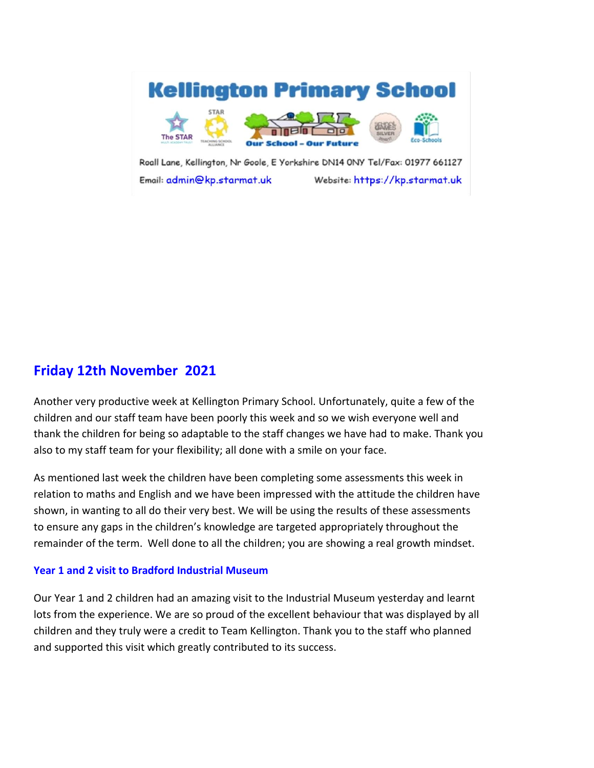# Kellington Primary School

Our School – Our Future

Roall Lane, Kellington, Nr Goole, E Yorkshire DN14 0NY Tel/Fax: 01977 661127

Email: admin@kp.starmat.uk Website: https://kp.starmat.uk

## Friday 12th November 2021

Another very productive week at Kellington Primary School. Unfortunately, quite a few of the children and our staff team have been poorly this week and so we wish everyone well and thank the children for being so adaptable to the staff changes we have had to make. Thank you also to my staff team for your flexibility; all done with a smile on your face.

As mentioned last week the children have been completing some assessments this week in relation to maths and English and we have been impressed with the attitude the children have shown, in wanting to all do their very best. We will be using the results of these assessments to ensure any gaps in the children's knowledge are targeted appropriately throughout the remainder of the term. Well done to all the children; you are showing a real growth mindset.

### Year 1 and 2 visit to Bradford Industrial Museum

Our Year 1 and 2 children had an amazing visit to the Industrial Museum yesterday and learnt lots from the experience. We are so proud of the excellent behaviour that was displayed by all children and they truly were a credit to Team Kellington. Thank you to the staff who planned and supported this visit which greatly contributed to its success.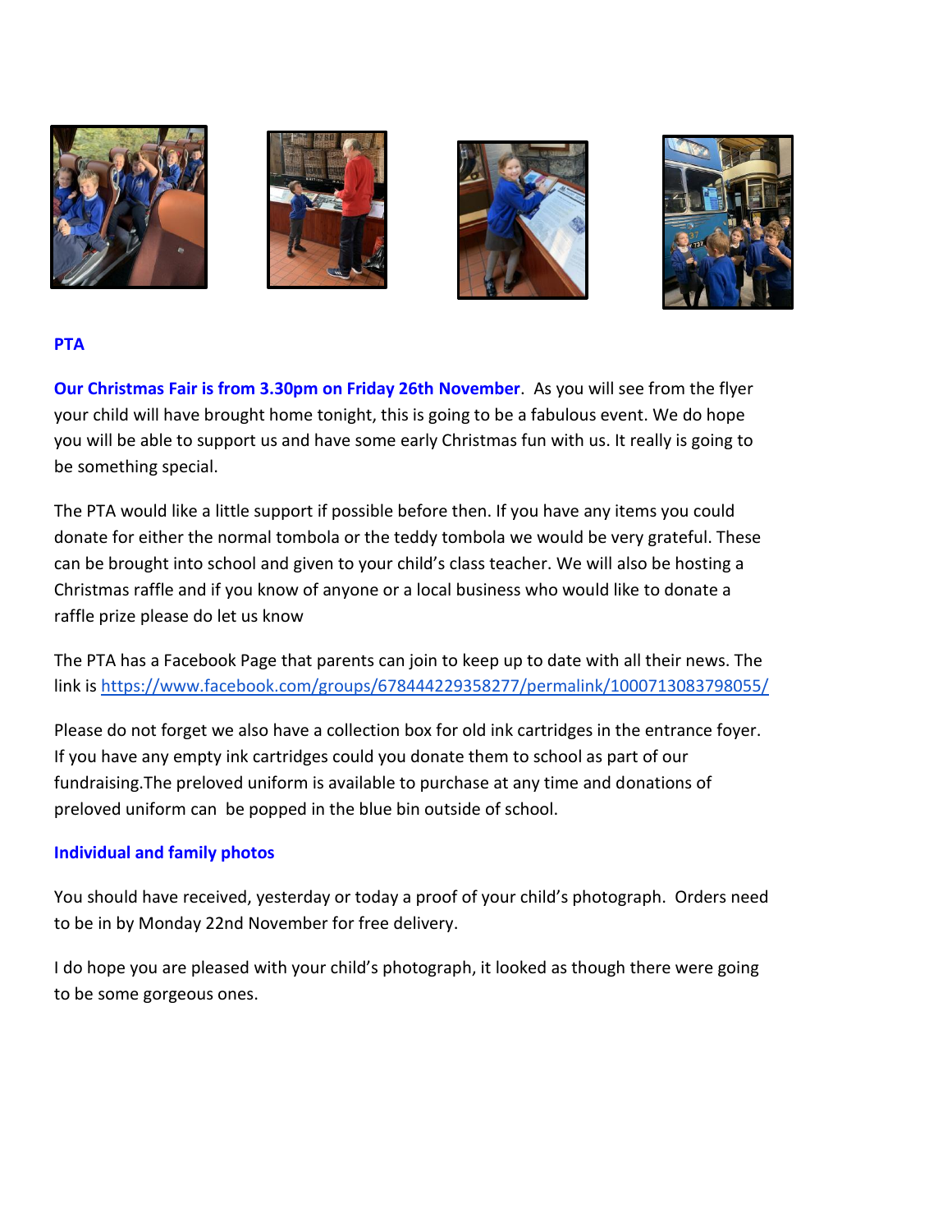## PTA

**Our Christmas Fair is from 3.30pm on Friday 26th November**. As you will see from the flyer your child will have brought home tonight, this is going to be a fabulous event. We do hope you will be able to support us and have some early Christmas fun with us. It really is going to be something special.

The PTA would like a little support if possible before then. If you have any items you could donate for either the normal tombola or the teddy tombola we would be very grateful. These can be brought into school and given to your child's class teacher. We will also be hosting a Christmas raffle and if you know of anyone or a local business who would like to donate a raffle prize please do let us know

The PTA has a Facebook Page that parents can join to keep up to date with all their news. The link is https://www.facebook.com/groups/678444229358277/permalink/1000713083798055/

Please do not forget we also have a collection box for old ink cartridges in the entrance foyer. If you have any empty ink cartridges could you donate them to school as part of our fundraising.The preloved uniform is available to purchase at any time and donations of preloved uniform can be popped in the blue bin outside of school.

## Individual and family photos

You should have received, yesterday or today a proof of your child's photograph. Orders need to be in by Monday 22nd November for free delivery.

I do hope you are pleased with your child's photograph, it looked as though there were going to be some gorgeous ones.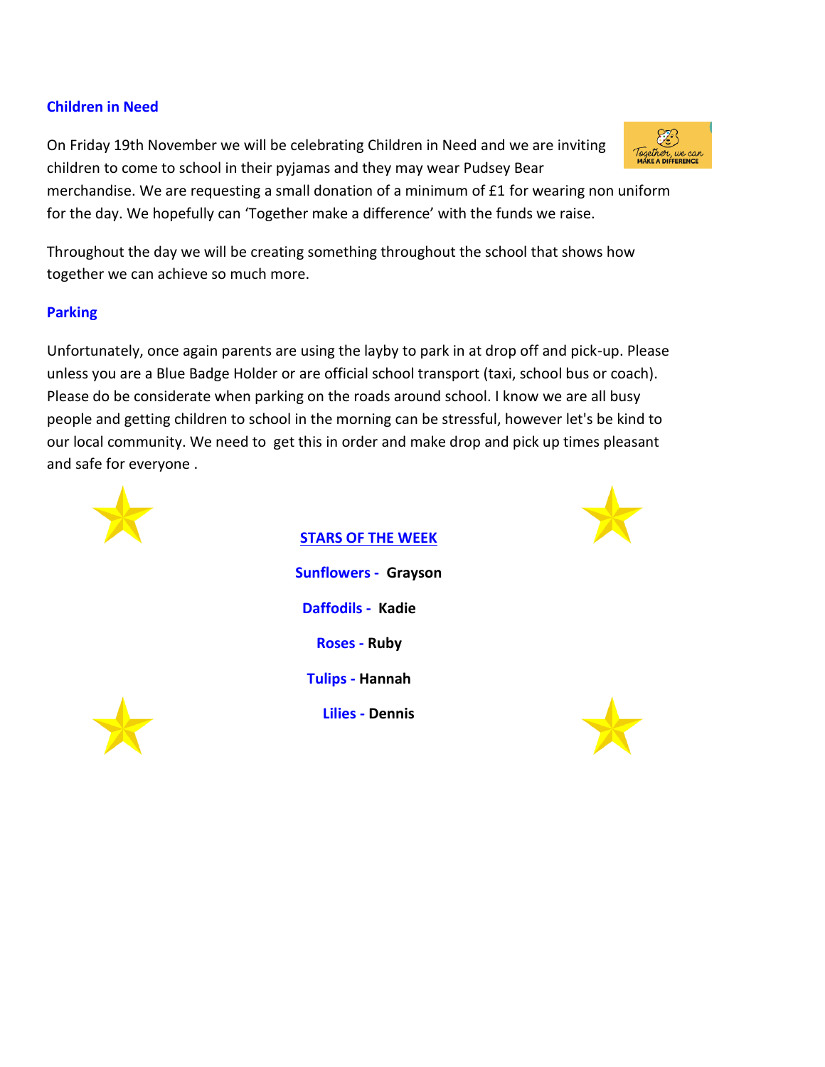## Children in Need

On Friday 19th November we will be celebrating Children in Need and we are inviting children to come to school in their pyjamas and they may wear Pudsey Bear merchandise. We are requesting a small donation of a minimum of £1 for wearing non uniform for the day. We hopefully can 'Together make a difference' with the funds we raise.

Throughout the day we will be creating something throughout the school that shows how together we can achieve so much more.

## Parking

Unfortunately, once again parents are using the layby to park in at drop off and pick-up. Please unless you are a Blue Badge Holder or are official school transport (taxi, school bus or coach). Please do be considerate when parking on the roads around school. I know we are all busy people and getting children to school in the morning can be stressful, however let's be kind to our local community. We need to get this in order and make drop and pick up times pleasant and safe for everyone .

## STARS OF THE WEEK

**Sunflowers - Grayson**

**Daffodils - Kadie**

**Roses - Ruby**

**Tulips - Hannah**

**Lilies - Dennis**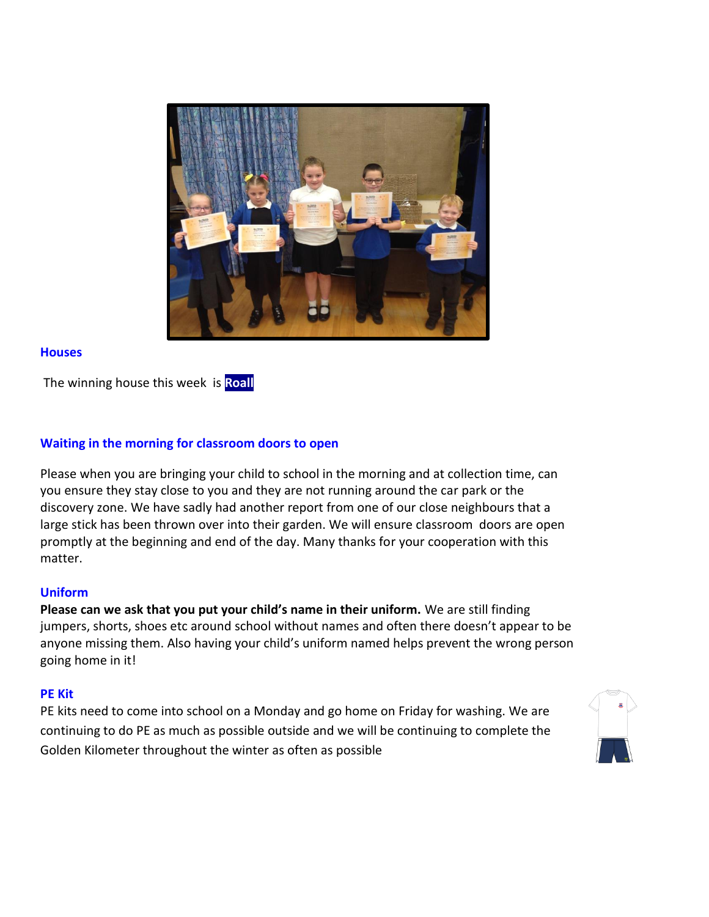## Houses

The winning house this week is **Roall**

## Waiting in the morning for classroom doors to open

Please when you are bringing your child to school in the morning and at collection time, can you ensure they stay close to you and they are not running around the car park or the discovery zone. We have sadly had another report from one of our close neighbours that a large stick has been thrown over into their garden. We will ensure classroom doors are open promptly at the beginning and end of the day. Many thanks for your cooperation with this matter.

## Uniform

**Please can we ask that you put your child's name in their uniform.** We are still finding jumpers, shorts, shoes etc around school without names and often there doesn't appear to be anyone missing them. Also having your child's uniform named helps prevent the wrong person going home in it!

## PE Kit

PE kits need to come into school on a Monday and go home on Friday for washing. We are continuing to do PE as much as possible outside and we will be continuing to complete the Golden Kilometer throughout the winter as often as possible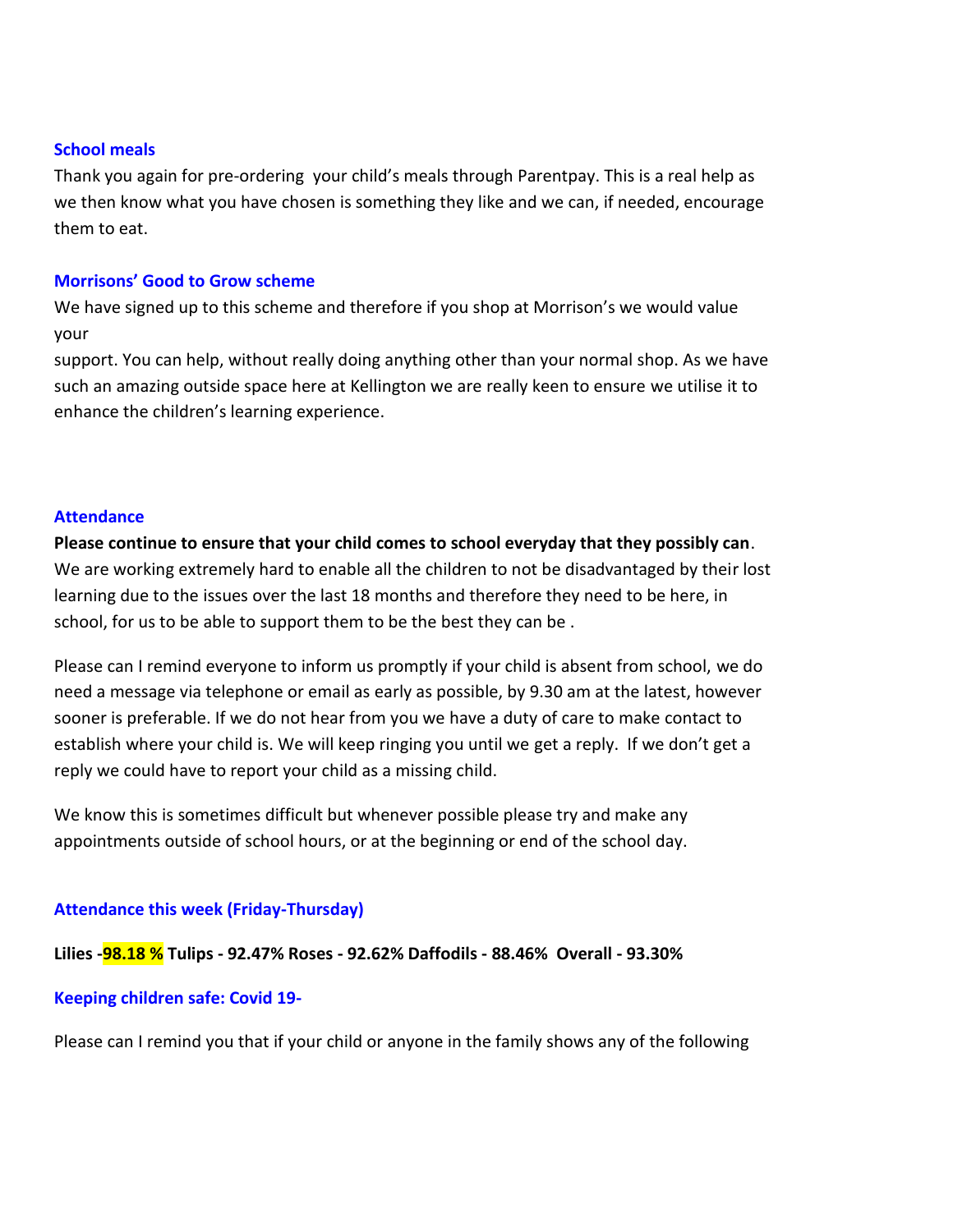### School meals

Thank you again for pre-ordering your child's meals through Parentpay. This is a real help as we then know what you have chosen is something they like and we can, if needed, encourage them to eat.

### Morrisons' Good to Grow scheme

We have signed up to this scheme and therefore if you shop at Morrison's we would value your

support. You can help, without really doing anything other than your normal shop. As we have such an amazing outside space here at Kellington we are really keen to ensure we utilise it to enhance the children's learning experience.

### Attendance

**Please continue to ensure that your child comes to school everyday that they possibly can**. We are working extremely hard to enable all the children to not be disadvantaged by their lost learning due to the issues over the last 18 months and therefore they need to be here, in school, for us to be able to support them to be the best they can be .

Please can I remind everyone to inform us promptly if your child is absent from school, we do need a message via telephone or email as early as possible, by 9.30 am at the latest, however sooner is preferable. If we do not hear from you we have a duty of care to make contact to establish where your child is. We will keep ringing you until we get a reply. If we don't get a reply we could have to report your child as a missing child.

We know this is sometimes difficult but whenever possible please try and make any appointments outside of school hours, or at the beginning or end of the school day.

### Attendance this week (Friday-Thursday)

**Lilies -98.18 % Tulips - 92.47% Roses - 92.62% Daffodils - 88.46% Overall - 93.30%**

### Keeping children safe: Covid 19-

Please can I remind you that if your child or anyone in the family shows any of the following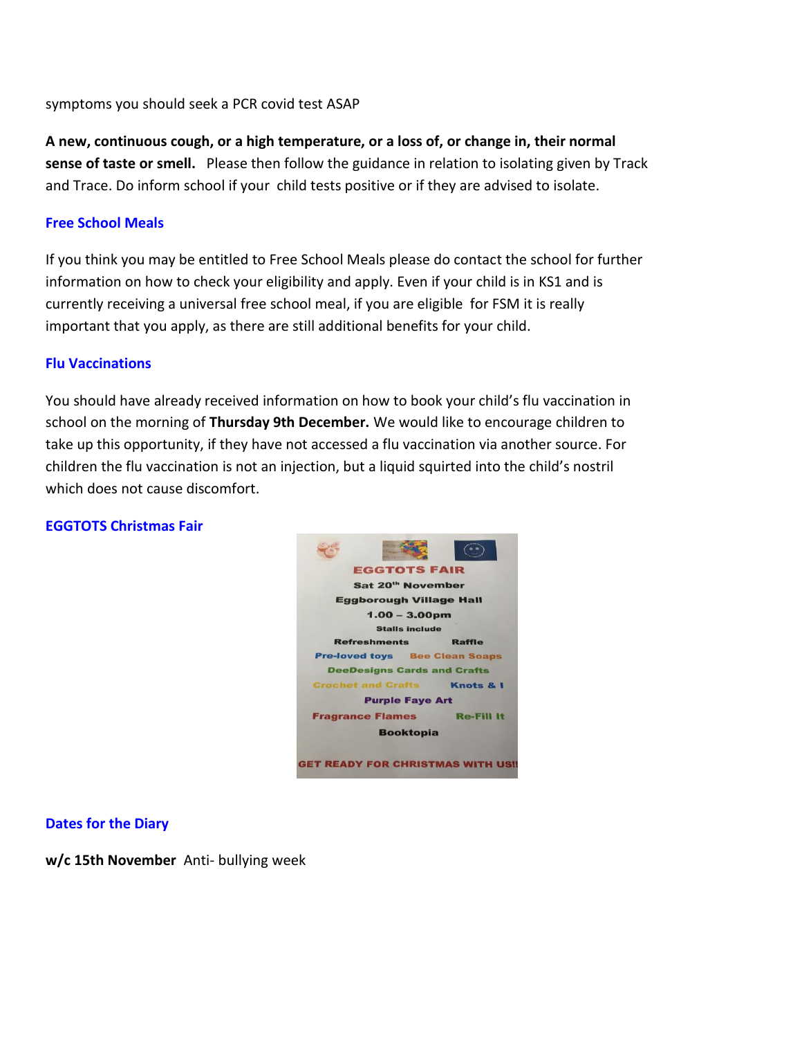symptoms you should seek a PCR covid test ASAP

**A new, continuous cough, or a high temperature, or a loss of, or change in, their normal sense of taste or smell.** Please then follow the guidance in relation to isolating given by Track and Trace. Do inform school if your child tests positive or if they are advised to isolate.

### Free School Meals

If you think you may be entitled to Free School Meals please do contact the school for further information on how to check your eligibility and apply. Even if your child is in KS1 and is currently receiving a universal free school meal, if you are eligible for FSM it is really important that you apply, as there are still additional benefits for your child.

### Flu Vaccinations

You should have already received information on how to book your child's flu vaccination in school on the morning of **Thursday 9th December.** We would like to encourage children to take up this opportunity, if they have not accessed a flu vaccination via another source. For children the flu vaccination is not an injection, but a liquid squirted into the child's nostril which does not cause discomfort.

### EGGTOTS Christmas Fair

**EGGTOTS FAIR**

**Sat 20th November**

**Eggborough Village Hall**

**1.00 – 3.00pm**

**Stalls include**

Refreshments | Raffle

Pre-loved toys | Bee Clean Soaps

DeeDesigns Cards and Crafts

Crochet and Crafts | Knots & I

Purple Faye Art

Fragrance Flames | Re-Fill It

Booktopia

**GET READY FOR CHRISTMAS WITH US!!**

### Dates for the Diary

**w/c 15th November** Anti- bullying week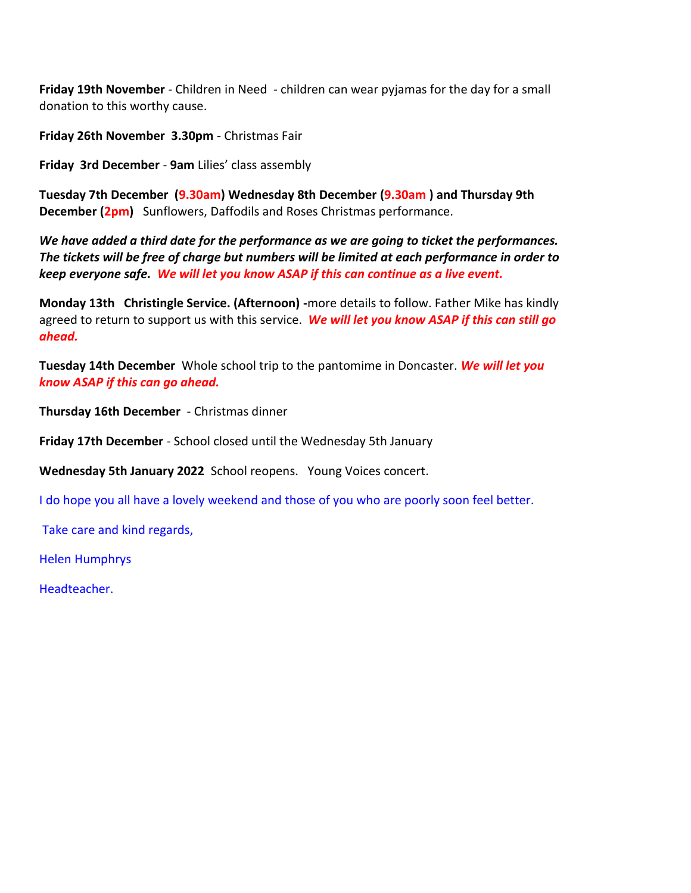**Friday 19th November** - Children in Need - children can wear pyjamas for the day for a small donation to this worthy cause.

**Friday 26th November 3.30pm** - Christmas Fair

**Friday 3rd December** - **9am** Lilies' class assembly

**Tuesday 7th December (9.30am) Wednesday 8th December (9.30am ) and Thursday 9th December (2pm)** Sunflowers, Daffodils and Roses Christmas performance.

***We have added a third date for the performance as we are going to ticket the performances. The tickets will be free of charge but numbers will be limited at each performance in order to keep everyone safe. We will let you know ASAP if this can continue as a live event.***

**Monday 13th Christingle Service. (Afternoon) -**more details to follow. Father Mike has kindly agreed to return to support us with this service. ***We will let you know ASAP if this can still go ahead.***

**Tuesday 14th December** Whole school trip to the pantomime in Doncaster. ***We will let you know ASAP if this can go ahead.***

**Thursday 16th December** - Christmas dinner

**Friday 17th December** - School closed until the Wednesday 5th January

**Wednesday 5th January 2022** School reopens. Young Voices concert.

I do hope you all have a lovely weekend and those of you who are poorly soon feel better.

Take care and kind regards,

Helen Humphrys

Headteacher.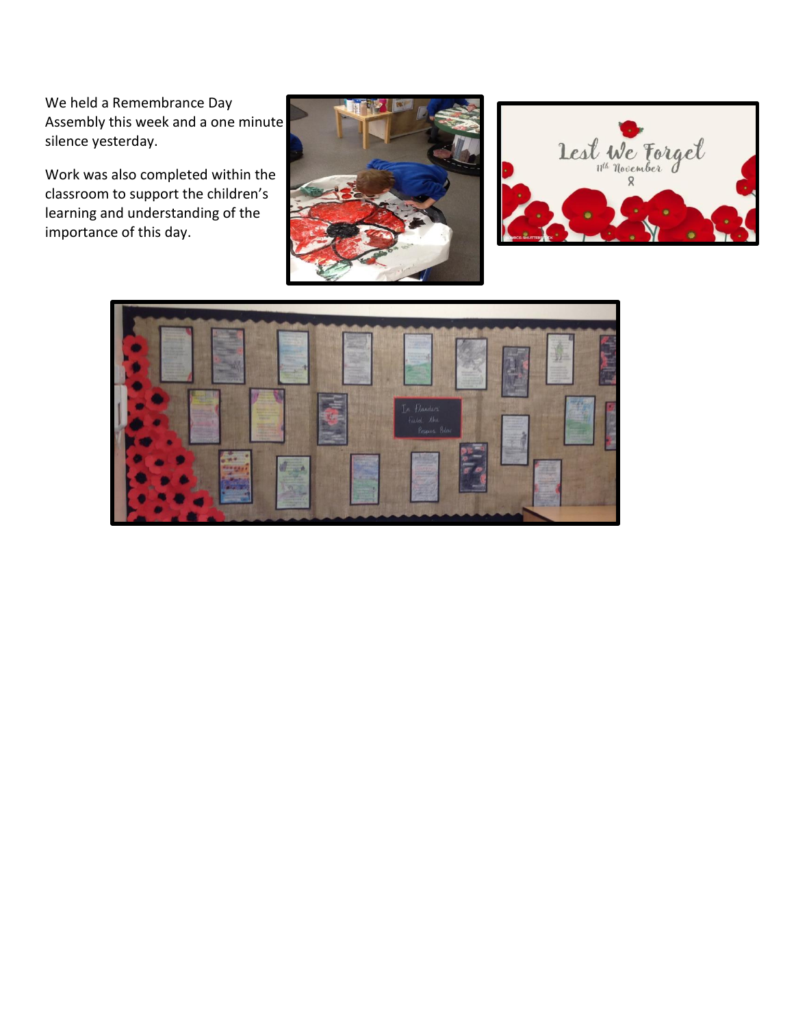We held a Remembrance Day Assembly this week and a one minute silence yesterday.

Work was also completed within the classroom to support the children's learning and understanding of the importance of this day.